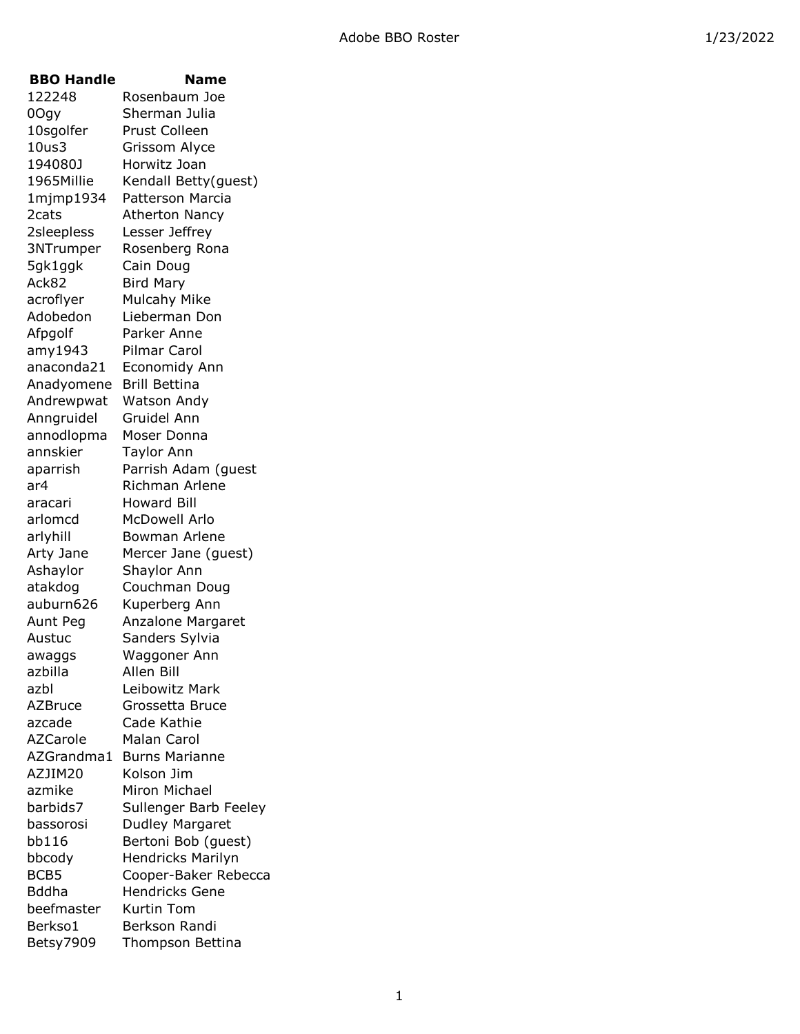# Adobe BBO Roster

1/23/2022

| BBO Handle | Name |
|---|---|
| 122248 | Rosenbaum Joe |
| 0Ogy | Sherman Julia |
| 10sgolfer | Prust Colleen |
| 10us3 | Grissom Alyce |
| 194080J | Horwitz Joan |
| 1965Millie | Kendall Betty(guest) |
| 1mjmp1934 | Patterson Marcia |
| 2cats | Atherton Nancy |
| 2sleepless | Lesser Jeffrey |
| 3NTrumper | Rosenberg Rona |
| 5gk1ggk | Cain Doug |
| Ack82 | Bird Mary |
| acroflyer | Mulcahy Mike |
| Adobedon | Lieberman Don |
| Afpgolf | Parker Anne |
| amy1943 | Pilmar Carol |
| anaconda21 | Economidy Ann |
| Anadyomene | Brill Bettina |
| Andrewpwat | Watson Andy |
| Anngruidel | Gruidel Ann |
| annodlopma | Moser Donna |
| annskier | Taylor Ann |
| aparrish | Parrish Adam (guest |
| ar4 | Richman Arlene |
| aracari | Howard Bill |
| arlomcd | McDowell Arlo |
| arlyhill | Bowman Arlene |
| Arty Jane | Mercer Jane (guest) |
| Ashaylor | Shaylor Ann |
| atakdog | Couchman Doug |
| auburn626 | Kuperberg Ann |
| Aunt Peg | Anzalone Margaret |
| Austuc | Sanders Sylvia |
| awaggs | Waggoner Ann |
| azbilla | Allen Bill |
| azbl | Leibowitz Mark |
| AZBruce | Grossetta Bruce |
| azcade | Cade Kathie |
| AZCarole | Malan Carol |
| AZGrandma1 | Burns Marianne |
| AZJIM20 | Kolson Jim |
| azmike | Miron Michael |
| barbids7 | Sullenger Barb Feeley |
| bassorosi | Dudley Margaret |
| bb116 | Bertoni Bob (guest) |
| bbcody | Hendricks Marilyn |
| BCB5 | Cooper-Baker Rebecca |
| Bddha | Hendricks Gene |
| beefmaster | Kurtin Tom |
| Berkso1 | Berkson Randi |
| Betsy7909 | Thompson Bettina |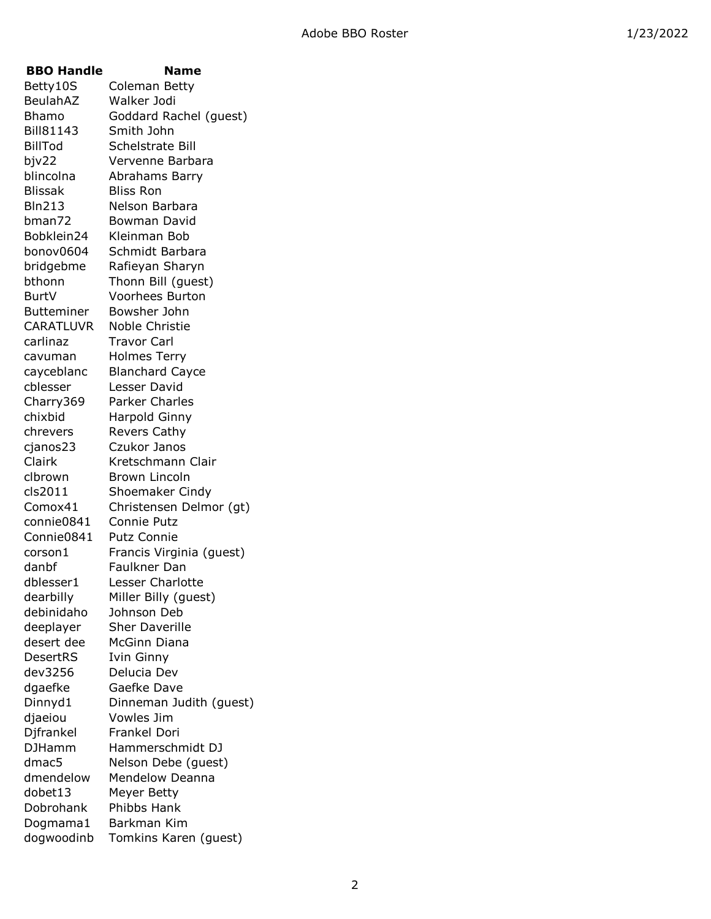| BBO Handle | Name |
|---|---|
| Betty10S | Coleman Betty |
| BeulahAZ | Walker Jodi |
| Bhamo | Goddard Rachel (guest) |
| Bill81143 | Smith John |
| BillTod | Schelstrate Bill |
| bjv22 | Vervenne Barbara |
| blincolna | Abrahams Barry |
| Blissak | Bliss Ron |
| Bln213 | Nelson Barbara |
| bman72 | Bowman David |
| Bobklein24 | Kleinman Bob |
| bonov0604 | Schmidt Barbara |
| bridgebme | Rafieyan Sharyn |
| bthonn | Thonn Bill (guest) |
| BurtV | Voorhees Burton |
| Butteminer | Bowsher John |
| CARATLUVR | Noble Christie |
| carlinaz | Travor Carl |
| cavuman | Holmes Terry |
| cayceblanc | Blanchard Cayce |
| cblesser | Lesser David |
| Charry369 | Parker Charles |
| chixbid | Harpold Ginny |
| chrevers | Revers Cathy |
| cjanos23 | Czukor Janos |
| Clairk | Kretschmann Clair |
| clbrown | Brown Lincoln |
| cls2011 | Shoemaker Cindy |
| Comox41 | Christensen Delmor (gt) |
| connie0841 | Connie Putz |
| Connie0841 | Putz Connie |
| corson1 | Francis Virginia (guest) |
| danbf | Faulkner Dan |
| dblesser1 | Lesser Charlotte |
| dearbilly | Miller Billy (guest) |
| debinidaho | Johnson Deb |
| deeplayer | Sher Daverille |
| desert dee | McGinn Diana |
| DesertRS | Ivin Ginny |
| dev3256 | Delucia Dev |
| dgaefke | Gaefke Dave |
| Dinnyd1 | Dinneman Judith (guest) |
| djaeiou | Vowles Jim |
| Djfrankel | Frankel Dori |
| DJHamm | Hammerschmidt DJ |
| dmac5 | Nelson Debe (guest) |
| dmendelow | Mendelow Deanna |
| dobet13 | Meyer Betty |
| Dobrohank | Phibbs Hank |
| Dogmama1 | Barkman Kim |
| dogwoodinb | Tomkins Karen (guest) |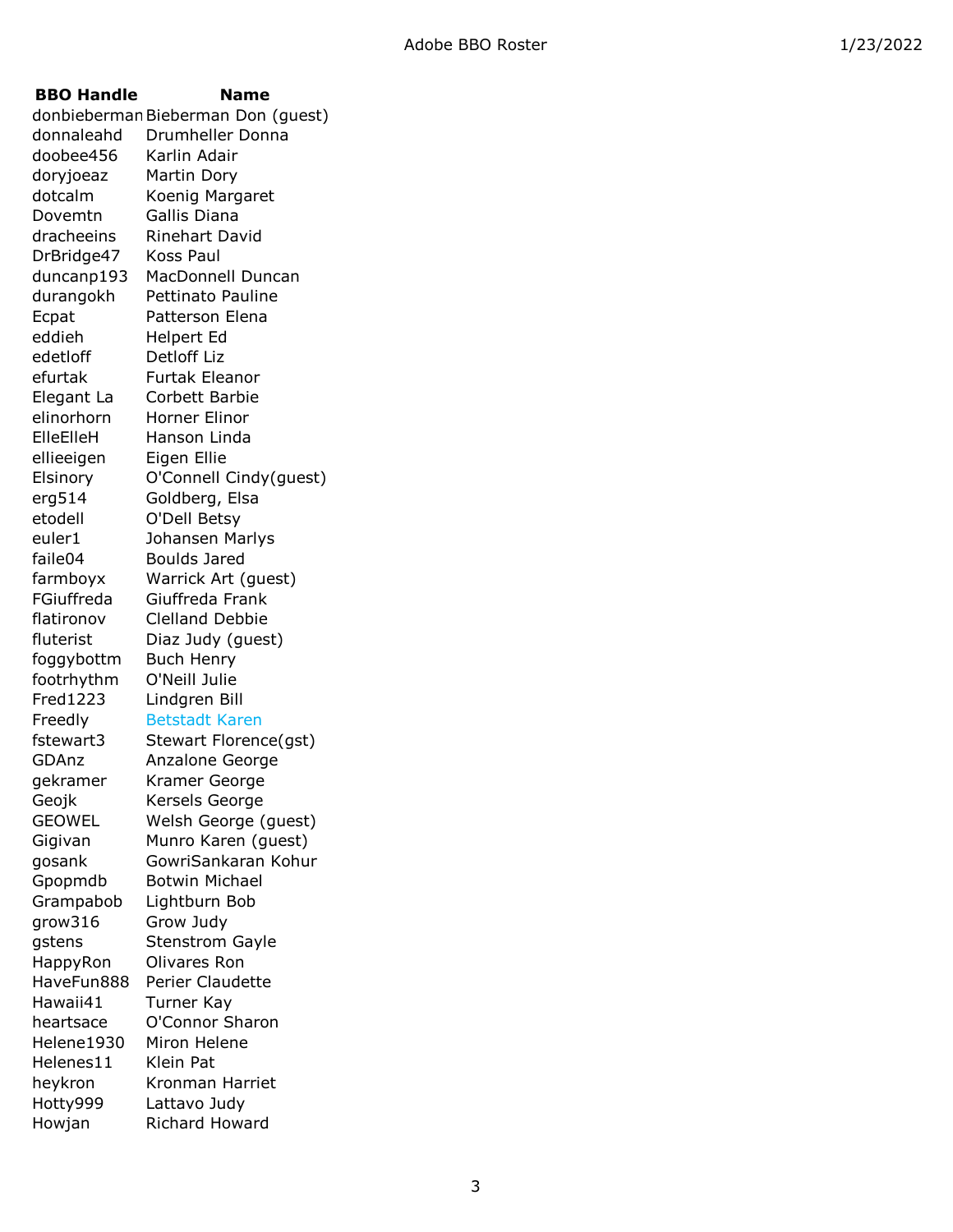| BBO Handle | Name |
|---|---|
| donbieberman | Bieberman Don (guest) |
| donnaleahd | Drumheller Donna |
| doobee456 | Karlin Adair |
| doryjoeaz | Martin Dory |
| dotcalm | Koenig Margaret |
| Dovemtn | Gallis Diana |
| dracheeins | Rinehart David |
| DrBridge47 | Koss Paul |
| duncanp193 | MacDonnell Duncan |
| durangokh | Pettinato Pauline |
| Ecpat | Patterson Elena |
| eddieh | Helpert Ed |
| edetloff | Detloff Liz |
| efurtak | Furtak Eleanor |
| Elegant La | Corbett Barbie |
| elinorhorn | Horner Elinor |
| ElleElleH | Hanson Linda |
| ellieeigen | Eigen Ellie |
| Elsinory | O'Connell Cindy(guest) |
| erg514 | Goldberg, Elsa |
| etodell | O'Dell Betsy |
| euler1 | Johansen Marlys |
| faile04 | Boulds Jared |
| farmboyx | Warrick Art (guest) |
| FGiuffreda | Giuffreda Frank |
| flatironov | Clelland Debbie |
| fluterist | Diaz Judy (guest) |
| foggybottm | Buch Henry |
| footrhythm | O'Neill Julie |
| Fred1223 | Lindgren Bill |
| Freedly | Betstadt Karen |
| fstewart3 | Stewart Florence(gst) |
| GDAnz | Anzalone George |
| gekramer | Kramer George |
| Geojk | Kersels George |
| GEOWEL | Welsh George (guest) |
| Gigivan | Munro Karen (guest) |
| gosank | GowriSankaran Kohur |
| Gpopmdb | Botwin Michael |
| Grampabob | Lightburn Bob |
| grow316 | Grow Judy |
| gstens | Stenstrom Gayle |
| HappyRon | Olivares Ron |
| HaveFun888 | Perier Claudette |
| Hawaii41 | Turner Kay |
| heartsace | O'Connor Sharon |
| Helene1930 | Miron Helene |
| Helenes11 | Klein Pat |
| heykron | Kronman Harriet |
| Hotty999 | Lattavo Judy |
| Howjan | Richard Howard |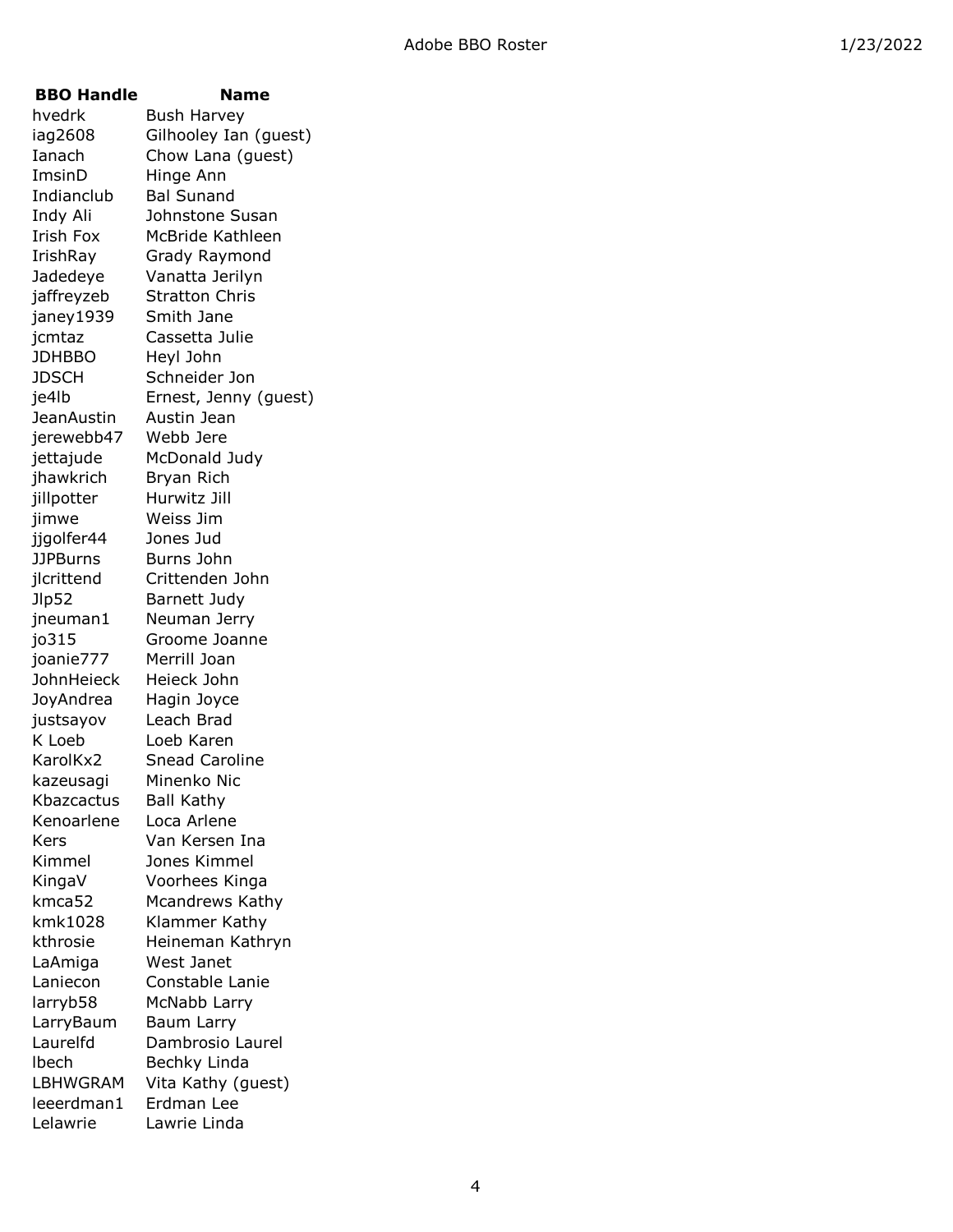| BBO Handle | Name |
| --- | --- |
| hvedrk | Bush Harvey |
| iag2608 | Gilhooley Ian (guest) |
| Ianach | Chow Lana (guest) |
| ImsinD | Hinge Ann |
| Indianclub | Bal Sunand |
| Indy Ali | Johnstone Susan |
| Irish Fox | McBride Kathleen |
| IrishRay | Grady Raymond |
| Jadedeye | Vanatta Jerilyn |
| jaffreyzeb | Stratton Chris |
| janey1939 | Smith Jane |
| jcmtaz | Cassetta Julie |
| JDHBBO | Heyl John |
| JDSCH | Schneider Jon |
| je4lb | Ernest, Jenny (guest) |
| JeanAustin | Austin Jean |
| jerewebb47 | Webb Jere |
| jettajude | McDonald Judy |
| jhawkrich | Bryan Rich |
| jillpotter | Hurwitz Jill |
| jimwe | Weiss Jim |
| jjgolfer44 | Jones Jud |
| JJPBurns | Burns John |
| jlcrittend | Crittenden John |
| Jlp52 | Barnett Judy |
| jneuman1 | Neuman Jerry |
| jo315 | Groome Joanne |
| joanie777 | Merrill Joan |
| JohnHeieck | Heieck John |
| JoyAndrea | Hagin Joyce |
| justsayov | Leach Brad |
| K Loeb | Loeb Karen |
| KarolKx2 | Snead Caroline |
| kazeusagi | Minenko Nic |
| Kbazcactus | Ball Kathy |
| Kenoarlene | Loca Arlene |
| Kers | Van Kersen Ina |
| Kimmel | Jones Kimmel |
| KingaV | Voorhees Kinga |
| kmca52 | Mcandrews Kathy |
| kmk1028 | Klammer Kathy |
| kthrosie | Heineman Kathryn |
| LaAmiga | West Janet |
| Laniecon | Constable Lanie |
| larryb58 | McNabb Larry |
| LarryBaum | Baum Larry |
| Laurelfd | Dambrosio Laurel |
| lbech | Bechky Linda |
| LBHWGRAM | Vita Kathy (guest) |
| leeerdman1 | Erdman Lee |
| Lelawrie | Lawrie Linda |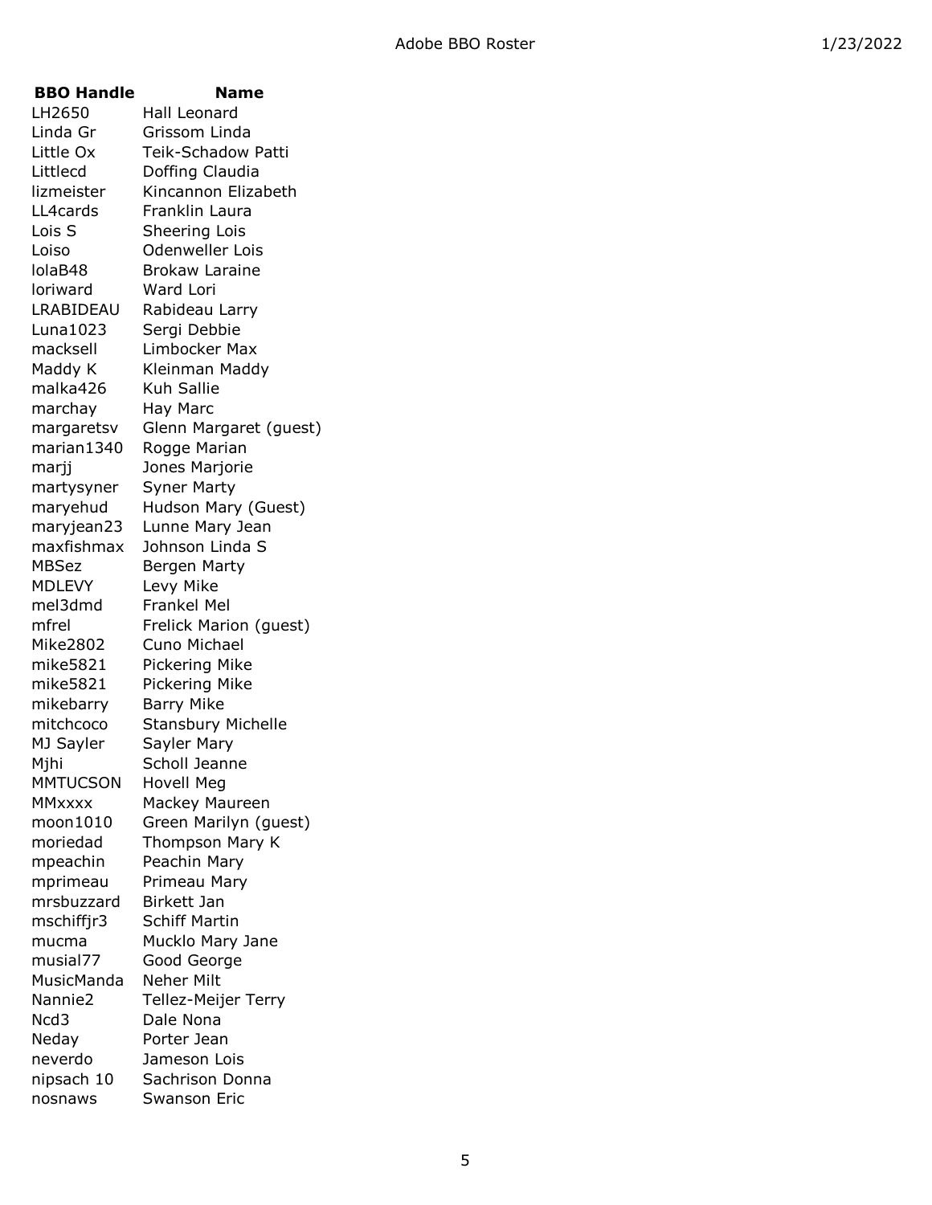| BBO Handle | Name |
| --- | --- |
| LH2650 | Hall Leonard |
| Linda Gr | Grissom Linda |
| Little Ox | Teik-Schadow Patti |
| Littlecd | Doffing Claudia |
| lizmeister | Kincannon Elizabeth |
| LL4cards | Franklin Laura |
| Lois S | Sheering Lois |
| Loiso | Odenweller Lois |
| lolaB48 | Brokaw Laraine |
| loriward | Ward Lori |
| LRABIDEAU | Rabideau Larry |
| Luna1023 | Sergi Debbie |
| macksell | Limbocker Max |
| Maddy K | Kleinman Maddy |
| malka426 | Kuh Sallie |
| marchay | Hay Marc |
| margaretsv | Glenn Margaret (guest) |
| marian1340 | Rogge Marian |
| marjj | Jones Marjorie |
| martysyner | Syner Marty |
| maryehud | Hudson Mary (Guest) |
| maryjean23 | Lunne Mary Jean |
| maxfishmax | Johnson Linda S |
| MBSez | Bergen Marty |
| MDLEVY | Levy Mike |
| mel3dmd | Frankel Mel |
| mfrel | Frelick Marion (guest) |
| Mike2802 | Cuno Michael |
| mike5821 | Pickering Mike |
| mike5821 | Pickering Mike |
| mikebarry | Barry Mike |
| mitchcoco | Stansbury Michelle |
| MJ Sayler | Sayler Mary |
| Mjhi | Scholl Jeanne |
| MMTUCSON | Hovell Meg |
| MMxxxx | Mackey Maureen |
| moon1010 | Green Marilyn (guest) |
| moriedad | Thompson Mary K |
| mpeachin | Peachin Mary |
| mprimeau | Primeau Mary |
| mrsbuzzard | Birkett Jan |
| mschiffjr3 | Schiff Martin |
| mucma | Mucklo Mary Jane |
| musial77 | Good George |
| MusicManda | Neher Milt |
| Nannie2 | Tellez-Meijer Terry |
| Ncd3 | Dale Nona |
| Neday | Porter Jean |
| neverdo | Jameson Lois |
| nipsach 10 | Sachrison Donna |
| nosnaws | Swanson Eric |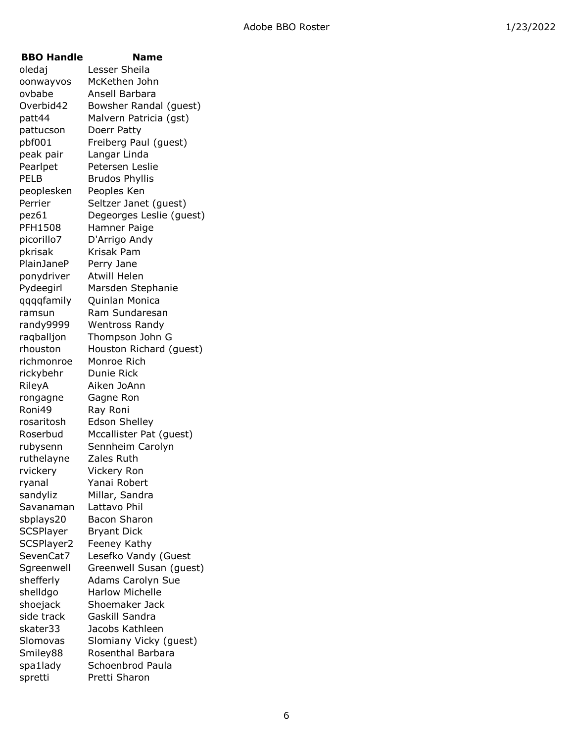| BBO Handle | Name |
| --- | --- |
| oledaj | Lesser Sheila |
| oonwayvos | McKethen John |
| ovbabe | Ansell Barbara |
| Overbid42 | Bowsher Randal (guest) |
| patt44 | Malvern Patricia (gst) |
| pattucson | Doerr Patty |
| pbf001 | Freiberg Paul (guest) |
| peak pair | Langar Linda |
| Pearlpet | Petersen Leslie |
| PELB | Brudos Phyllis |
| peoplesken | Peoples Ken |
| Perrier | Seltzer Janet (guest) |
| pez61 | Degeorges Leslie (guest) |
| PFH1508 | Hamner Paige |
| picorillo7 | D'Arrigo Andy |
| pkrisak | Krisak Pam |
| PlainJaneP | Perry Jane |
| ponydriver | Atwill Helen |
| Pydeegirl | Marsden Stephanie |
| qqqqfamily | Quinlan Monica |
| ramsun | Ram Sundaresan |
| randy9999 | Wentross Randy |
| raqballjon | Thompson John G |
| rhouston | Houston Richard (guest) |
| richmonroe | Monroe Rich |
| rickybehr | Dunie Rick |
| RileyA | Aiken JoAnn |
| rongagne | Gagne Ron |
| Roni49 | Ray Roni |
| rosaritosh | Edson Shelley |
| Roserbud | Mccallister Pat (guest) |
| rubysenn | Sennheim Carolyn |
| ruthelayne | Zales Ruth |
| rvickery | Vickery Ron |
| ryanal | Yanai Robert |
| sandyliz | Millar, Sandra |
| Savanaman | Lattavo Phil |
| sbplays20 | Bacon Sharon |
| SCSPlayer | Bryant Dick |
| SCSPlayer2 | Feeney Kathy |
| SevenCat7 | Lesefko Vandy (Guest |
| Sgreenwell | Greenwell Susan (guest) |
| shefferly | Adams Carolyn Sue |
| shelldgo | Harlow Michelle |
| shoejack | Shoemaker Jack |
| side track | Gaskill Sandra |
| skater33 | Jacobs Kathleen |
| Slomovas | Slomiany Vicky (guest) |
| Smiley88 | Rosenthal Barbara |
| spa1lady | Schoenbrod Paula |
| spretti | Pretti Sharon |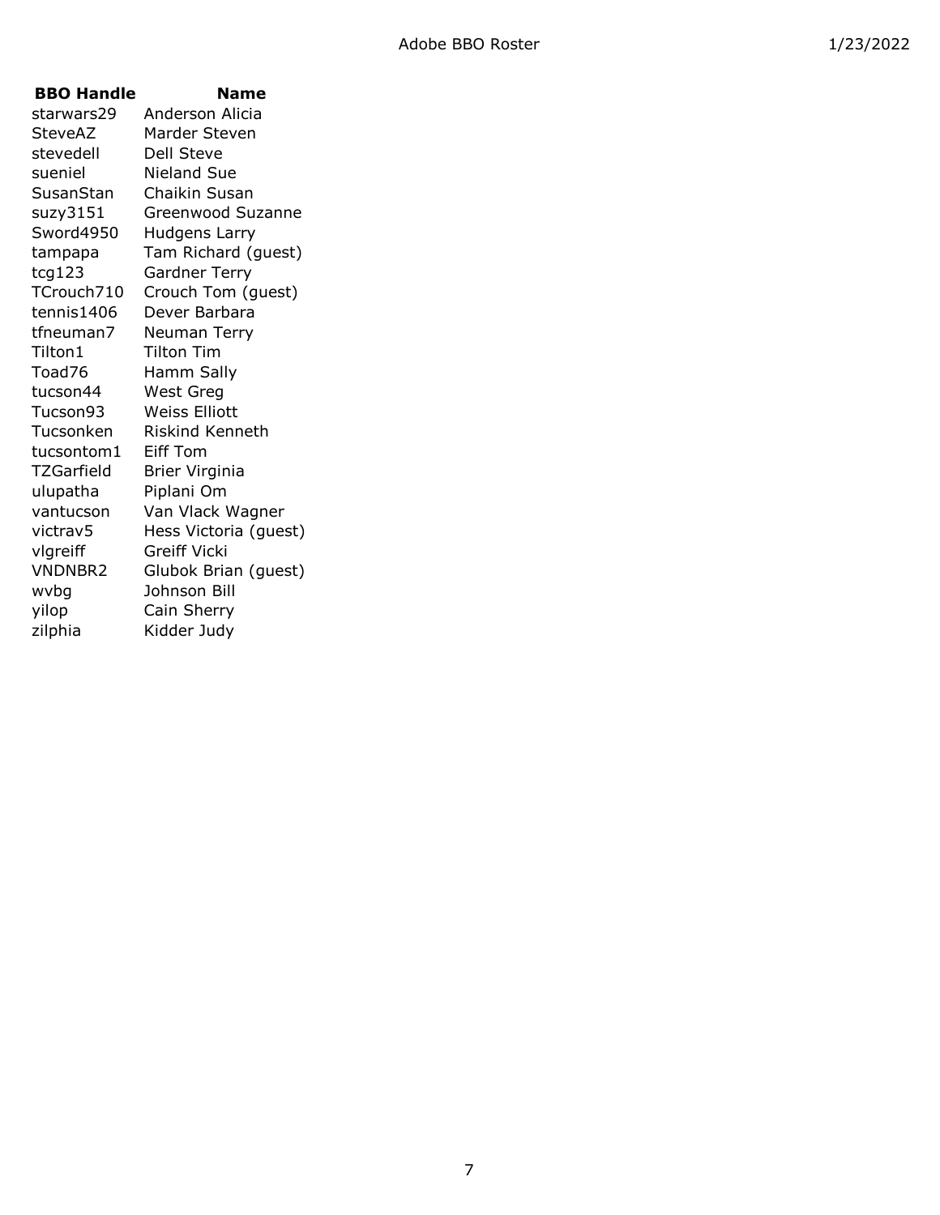| BBO Handle | Name |
|---|---|
| starwars29 | Anderson Alicia |
| SteveAZ | Marder Steven |
| stevedell | Dell Steve |
| sueniel | Nieland Sue |
| SusanStan | Chaikin Susan |
| suzy3151 | Greenwood Suzanne |
| Sword4950 | Hudgens Larry |
| tampapa | Tam Richard (guest) |
| tcg123 | Gardner Terry |
| TCrouch710 | Crouch Tom (guest) |
| tennis1406 | Dever Barbara |
| tfneuman7 | Neuman Terry |
| Tilton1 | Tilton Tim |
| Toad76 | Hamm Sally |
| tucson44 | West Greg |
| Tucson93 | Weiss Elliott |
| Tucsonken | Riskind Kenneth |
| tucsontom1 | Eiff Tom |
| TZGarfield | Brier Virginia |
| ulupatha | Piplani Om |
| vantucson | Van Vlack Wagner |
| victrav5 | Hess Victoria (guest) |
| vlgreiff | Greiff Vicki |
| VNDNBR2 | Glubok Brian (guest) |
| wvbg | Johnson Bill |
| yilop | Cain Sherry |
| zilphia | Kidder Judy |